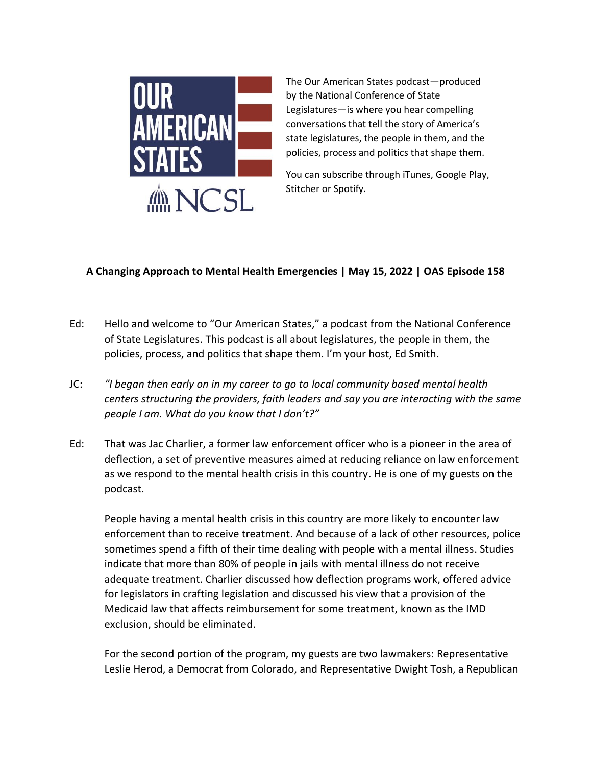OUR AMERICAN STATES

NCSL

The Our American States podcast—produced by the National Conference of State Legislatures—is where you hear compelling conversations that tell the story of America's state legislatures, the people in them, and the policies, process and politics that shape them.

You can subscribe through iTunes, Google Play, Stitcher or Spotify.

**A Changing Approach to Mental Health Emergencies | May 15, 2022 | OAS Episode 158**

Ed: Hello and welcome to "Our American States," a podcast from the National Conference of State Legislatures. This podcast is all about legislatures, the people in them, the policies, process, and politics that shape them. I'm your host, Ed Smith.

JC: *"I began then early on in my career to go to local community based mental health centers structuring the providers, faith leaders and say you are interacting with the same people I am. What do you know that I don't?"*

Ed: That was Jac Charlier, a former law enforcement officer who is a pioneer in the area of deflection, a set of preventive measures aimed at reducing reliance on law enforcement as we respond to the mental health crisis in this country. He is one of my guests on the podcast.

People having a mental health crisis in this country are more likely to encounter law enforcement than to receive treatment. And because of a lack of other resources, police sometimes spend a fifth of their time dealing with people with a mental illness. Studies indicate that more than 80% of people in jails with mental illness do not receive adequate treatment. Charlier discussed how deflection programs work, offered advice for legislators in crafting legislation and discussed his view that a provision of the Medicaid law that affects reimbursement for some treatment, known as the IMD exclusion, should be eliminated.

For the second portion of the program, my guests are two lawmakers: Representative Leslie Herod, a Democrat from Colorado, and Representative Dwight Tosh, a Republican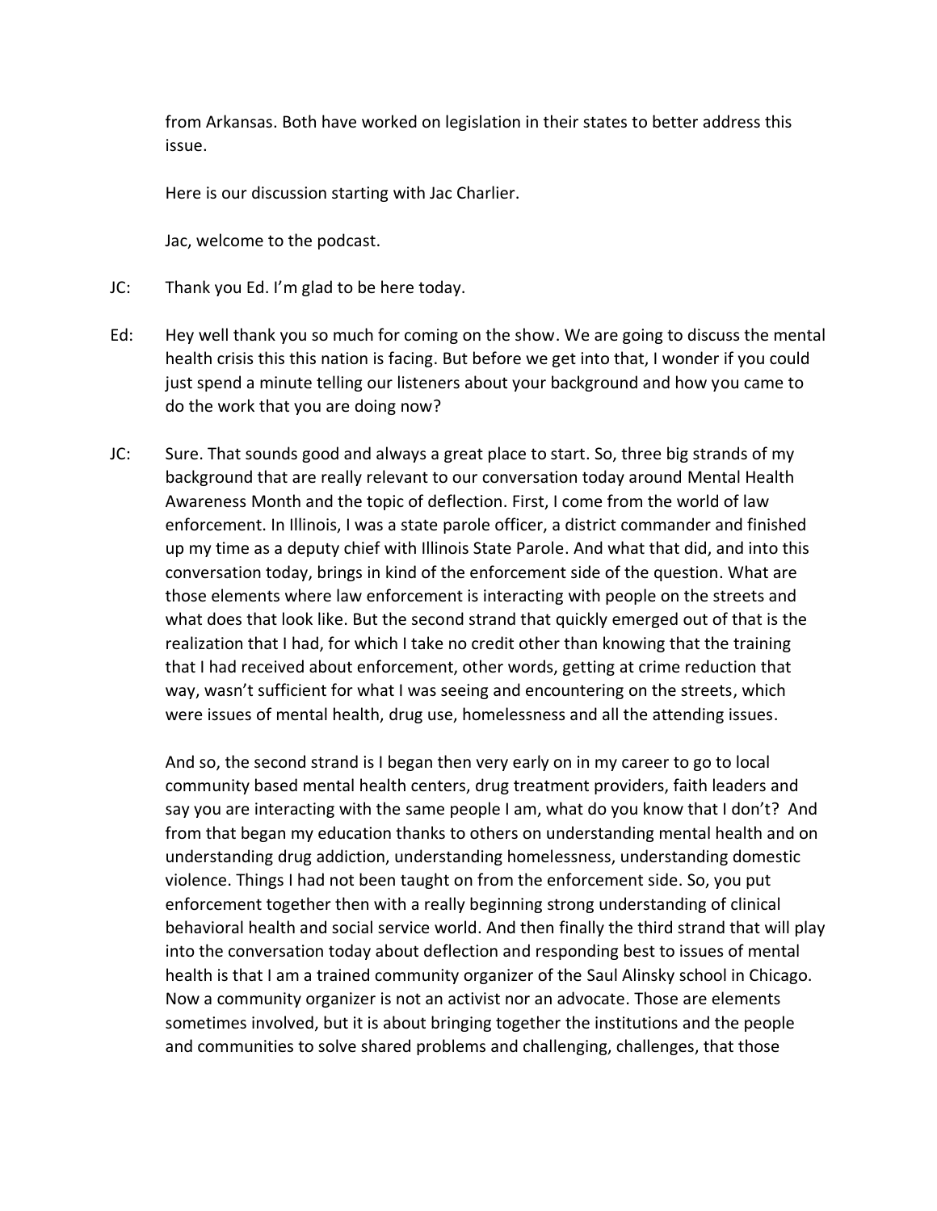from Arkansas. Both have worked on legislation in their states to better address this issue.

Here is our discussion starting with Jac Charlier.

Jac, welcome to the podcast.

JC: Thank you Ed. I'm glad to be here today.

Ed: Hey well thank you so much for coming on the show. We are going to discuss the mental health crisis this this nation is facing. But before we get into that, I wonder if you could just spend a minute telling our listeners about your background and how you came to do the work that you are doing now?

JC: Sure. That sounds good and always a great place to start. So, three big strands of my background that are really relevant to our conversation today around Mental Health Awareness Month and the topic of deflection. First, I come from the world of law enforcement. In Illinois, I was a state parole officer, a district commander and finished up my time as a deputy chief with Illinois State Parole. And what that did, and into this conversation today, brings in kind of the enforcement side of the question. What are those elements where law enforcement is interacting with people on the streets and what does that look like. But the second strand that quickly emerged out of that is the realization that I had, for which I take no credit other than knowing that the training that I had received about enforcement, other words, getting at crime reduction that way, wasn't sufficient for what I was seeing and encountering on the streets, which were issues of mental health, drug use, homelessness and all the attending issues.

And so, the second strand is I began then very early on in my career to go to local community based mental health centers, drug treatment providers, faith leaders and say you are interacting with the same people I am, what do you know that I don't? And from that began my education thanks to others on understanding mental health and on understanding drug addiction, understanding homelessness, understanding domestic violence. Things I had not been taught on from the enforcement side. So, you put enforcement together then with a really beginning strong understanding of clinical behavioral health and social service world. And then finally the third strand that will play into the conversation today about deflection and responding best to issues of mental health is that I am a trained community organizer of the Saul Alinsky school in Chicago. Now a community organizer is not an activist nor an advocate. Those are elements sometimes involved, but it is about bringing together the institutions and the people and communities to solve shared problems and challenging, challenges, that those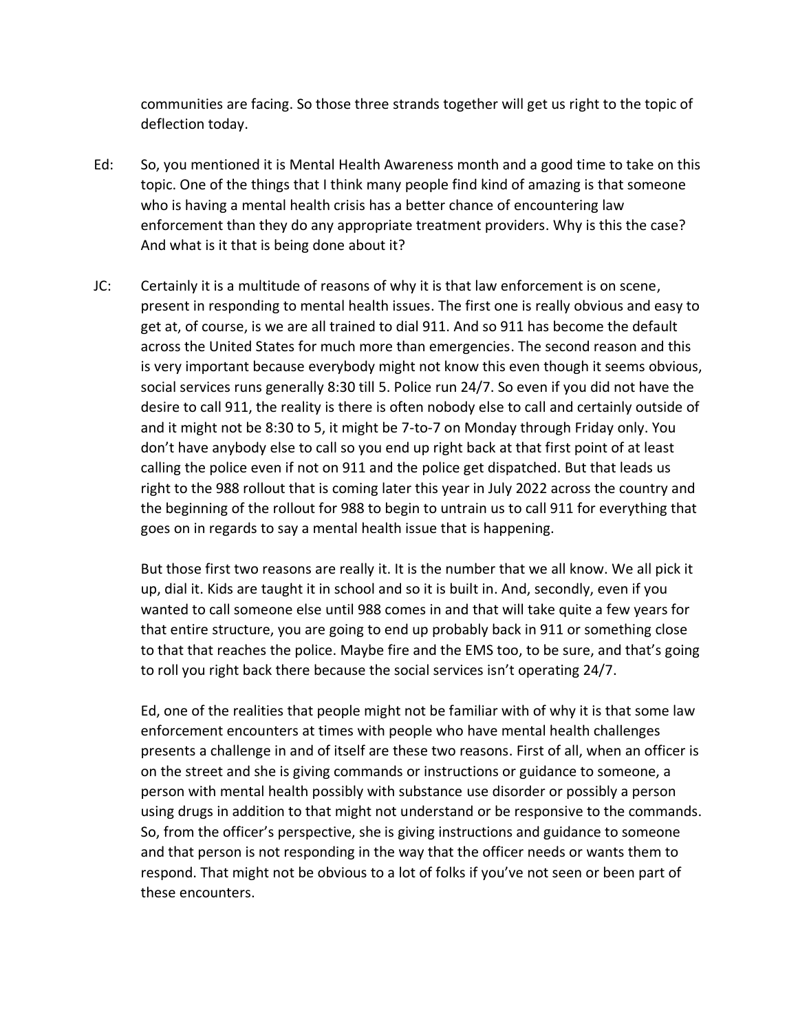communities are facing. So those three strands together will get us right to the topic of deflection today.

Ed: So, you mentioned it is Mental Health Awareness month and a good time to take on this topic. One of the things that I think many people find kind of amazing is that someone who is having a mental health crisis has a better chance of encountering law enforcement than they do any appropriate treatment providers. Why is this the case? And what is it that is being done about it?

JC: Certainly it is a multitude of reasons of why it is that law enforcement is on scene, present in responding to mental health issues. The first one is really obvious and easy to get at, of course, is we are all trained to dial 911. And so 911 has become the default across the United States for much more than emergencies. The second reason and this is very important because everybody might not know this even though it seems obvious, social services runs generally 8:30 till 5. Police run 24/7. So even if you did not have the desire to call 911, the reality is there is often nobody else to call and certainly outside of and it might not be 8:30 to 5, it might be 7-to-7 on Monday through Friday only. You don't have anybody else to call so you end up right back at that first point of at least calling the police even if not on 911 and the police get dispatched. But that leads us right to the 988 rollout that is coming later this year in July 2022 across the country and the beginning of the rollout for 988 to begin to untrain us to call 911 for everything that goes on in regards to say a mental health issue that is happening.

But those first two reasons are really it. It is the number that we all know. We all pick it up, dial it. Kids are taught it in school and so it is built in. And, secondly, even if you wanted to call someone else until 988 comes in and that will take quite a few years for that entire structure, you are going to end up probably back in 911 or something close to that that reaches the police. Maybe fire and the EMS too, to be sure, and that's going to roll you right back there because the social services isn't operating 24/7.

Ed, one of the realities that people might not be familiar with of why it is that some law enforcement encounters at times with people who have mental health challenges presents a challenge in and of itself are these two reasons. First of all, when an officer is on the street and she is giving commands or instructions or guidance to someone, a person with mental health possibly with substance use disorder or possibly a person using drugs in addition to that might not understand or be responsive to the commands. So, from the officer's perspective, she is giving instructions and guidance to someone and that person is not responding in the way that the officer needs or wants them to respond. That might not be obvious to a lot of folks if you've not seen or been part of these encounters.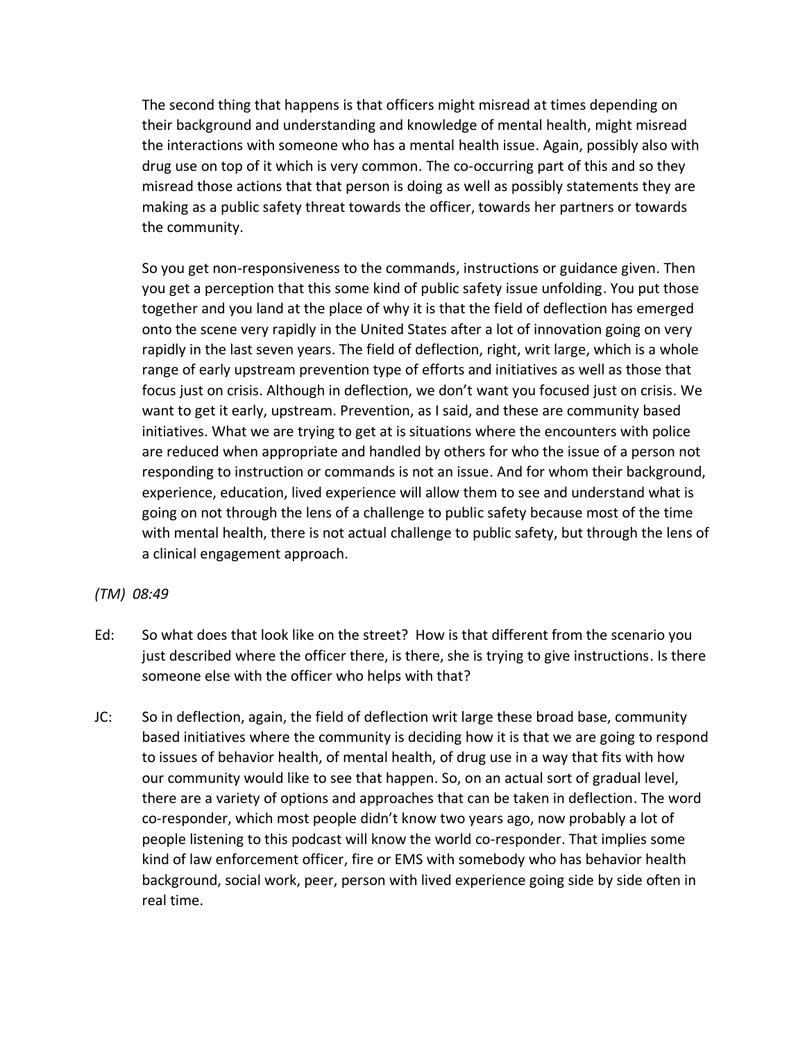The second thing that happens is that officers might misread at times depending on their background and understanding and knowledge of mental health, might misread the interactions with someone who has a mental health issue. Again, possibly also with drug use on top of it which is very common. The co-occurring part of this and so they misread those actions that that person is doing as well as possibly statements they are making as a public safety threat towards the officer, towards her partners or towards the community.

So you get non-responsiveness to the commands, instructions or guidance given. Then you get a perception that this some kind of public safety issue unfolding. You put those together and you land at the place of why it is that the field of deflection has emerged onto the scene very rapidly in the United States after a lot of innovation going on very rapidly in the last seven years. The field of deflection, right, writ large, which is a whole range of early upstream prevention type of efforts and initiatives as well as those that focus just on crisis. Although in deflection, we don't want you focused just on crisis. We want to get it early, upstream. Prevention, as I said, and these are community based initiatives. What we are trying to get at is situations where the encounters with police are reduced when appropriate and handled by others for who the issue of a person not responding to instruction or commands is not an issue. And for whom their background, experience, education, lived experience will allow them to see and understand what is going on not through the lens of a challenge to public safety because most of the time with mental health, there is not actual challenge to public safety, but through the lens of a clinical engagement approach.

*(TM) 08:49*

Ed: So what does that look like on the street? How is that different from the scenario you just described where the officer there, is there, she is trying to give instructions. Is there someone else with the officer who helps with that?

JC: So in deflection, again, the field of deflection writ large these broad base, community based initiatives where the community is deciding how it is that we are going to respond to issues of behavior health, of mental health, of drug use in a way that fits with how our community would like to see that happen. So, on an actual sort of gradual level, there are a variety of options and approaches that can be taken in deflection. The word co-responder, which most people didn't know two years ago, now probably a lot of people listening to this podcast will know the world co-responder. That implies some kind of law enforcement officer, fire or EMS with somebody who has behavior health background, social work, peer, person with lived experience going side by side often in real time.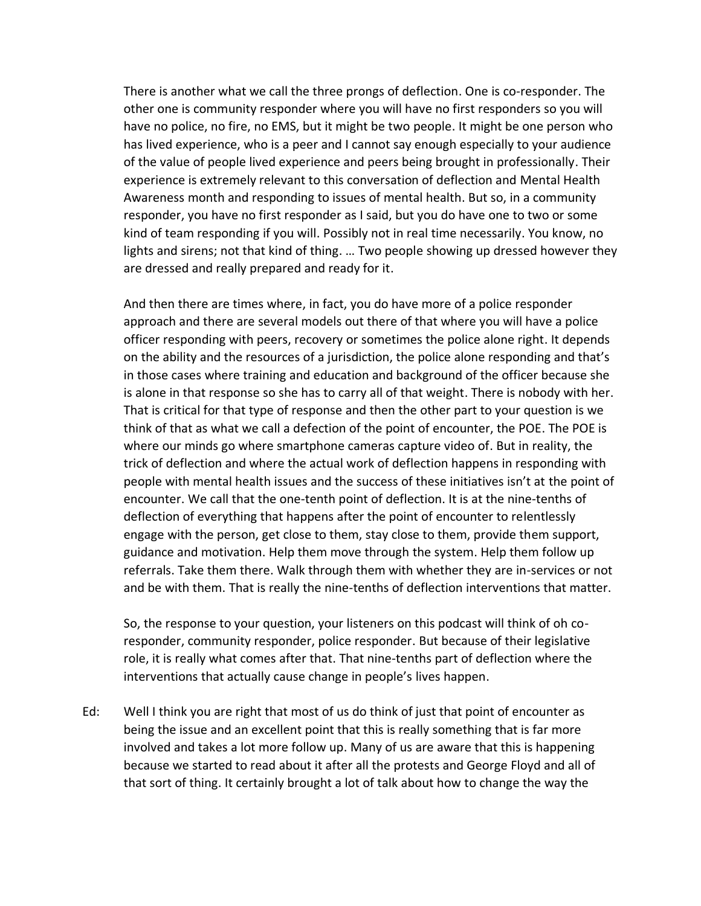There is another what we call the three prongs of deflection. One is co-responder. The other one is community responder where you will have no first responders so you will have no police, no fire, no EMS, but it might be two people. It might be one person who has lived experience, who is a peer and I cannot say enough especially to your audience of the value of people lived experience and peers being brought in professionally. Their experience is extremely relevant to this conversation of deflection and Mental Health Awareness month and responding to issues of mental health. But so, in a community responder, you have no first responder as I said, but you do have one to two or some kind of team responding if you will. Possibly not in real time necessarily. You know, no lights and sirens; not that kind of thing. … Two people showing up dressed however they are dressed and really prepared and ready for it.

And then there are times where, in fact, you do have more of a police responder approach and there are several models out there of that where you will have a police officer responding with peers, recovery or sometimes the police alone right. It depends on the ability and the resources of a jurisdiction, the police alone responding and that's in those cases where training and education and background of the officer because she is alone in that response so she has to carry all of that weight. There is nobody with her. That is critical for that type of response and then the other part to your question is we think of that as what we call a defection of the point of encounter, the POE. The POE is where our minds go where smartphone cameras capture video of. But in reality, the trick of deflection and where the actual work of deflection happens in responding with people with mental health issues and the success of these initiatives isn't at the point of encounter. We call that the one-tenth point of deflection. It is at the nine-tenths of deflection of everything that happens after the point of encounter to relentlessly engage with the person, get close to them, stay close to them, provide them support, guidance and motivation. Help them move through the system. Help them follow up referrals. Take them there. Walk through them with whether they are in-services or not and be with them. That is really the nine-tenths of deflection interventions that matter.

So, the response to your question, your listeners on this podcast will think of oh co-responder, community responder, police responder. But because of their legislative role, it is really what comes after that. That nine-tenths part of deflection where the interventions that actually cause change in people's lives happen.

Ed: Well I think you are right that most of us do think of just that point of encounter as being the issue and an excellent point that this is really something that is far more involved and takes a lot more follow up. Many of us are aware that this is happening because we started to read about it after all the protests and George Floyd and all of that sort of thing. It certainly brought a lot of talk about how to change the way the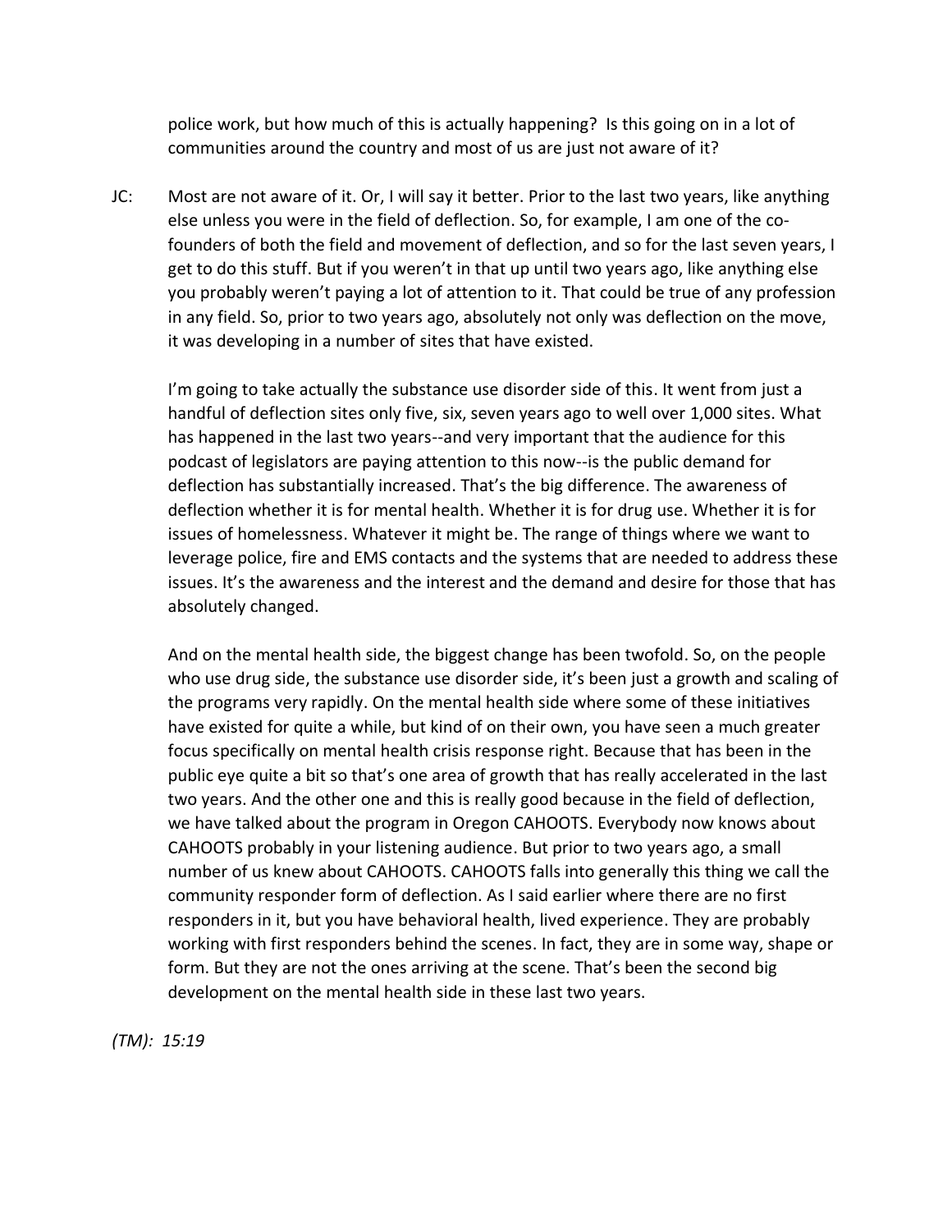police work, but how much of this is actually happening? Is this going on in a lot of communities around the country and most of us are just not aware of it?

JC: Most are not aware of it. Or, I will say it better. Prior to the last two years, like anything else unless you were in the field of deflection. So, for example, I am one of the co-founders of both the field and movement of deflection, and so for the last seven years, I get to do this stuff. But if you weren't in that up until two years ago, like anything else you probably weren't paying a lot of attention to it. That could be true of any profession in any field. So, prior to two years ago, absolutely not only was deflection on the move, it was developing in a number of sites that have existed.

I'm going to take actually the substance use disorder side of this. It went from just a handful of deflection sites only five, six, seven years ago to well over 1,000 sites. What has happened in the last two years--and very important that the audience for this podcast of legislators are paying attention to this now--is the public demand for deflection has substantially increased. That's the big difference. The awareness of deflection whether it is for mental health. Whether it is for drug use. Whether it is for issues of homelessness. Whatever it might be. The range of things where we want to leverage police, fire and EMS contacts and the systems that are needed to address these issues. It's the awareness and the interest and the demand and desire for those that has absolutely changed.

And on the mental health side, the biggest change has been twofold. So, on the people who use drug side, the substance use disorder side, it's been just a growth and scaling of the programs very rapidly. On the mental health side where some of these initiatives have existed for quite a while, but kind of on their own, you have seen a much greater focus specifically on mental health crisis response right. Because that has been in the public eye quite a bit so that's one area of growth that has really accelerated in the last two years. And the other one and this is really good because in the field of deflection, we have talked about the program in Oregon CAHOOTS. Everybody now knows about CAHOOTS probably in your listening audience. But prior to two years ago, a small number of us knew about CAHOOTS. CAHOOTS falls into generally this thing we call the community responder form of deflection. As I said earlier where there are no first responders in it, but you have behavioral health, lived experience. They are probably working with first responders behind the scenes. In fact, they are in some way, shape or form. But they are not the ones arriving at the scene. That's been the second big development on the mental health side in these last two years.

*(TM): 15:19*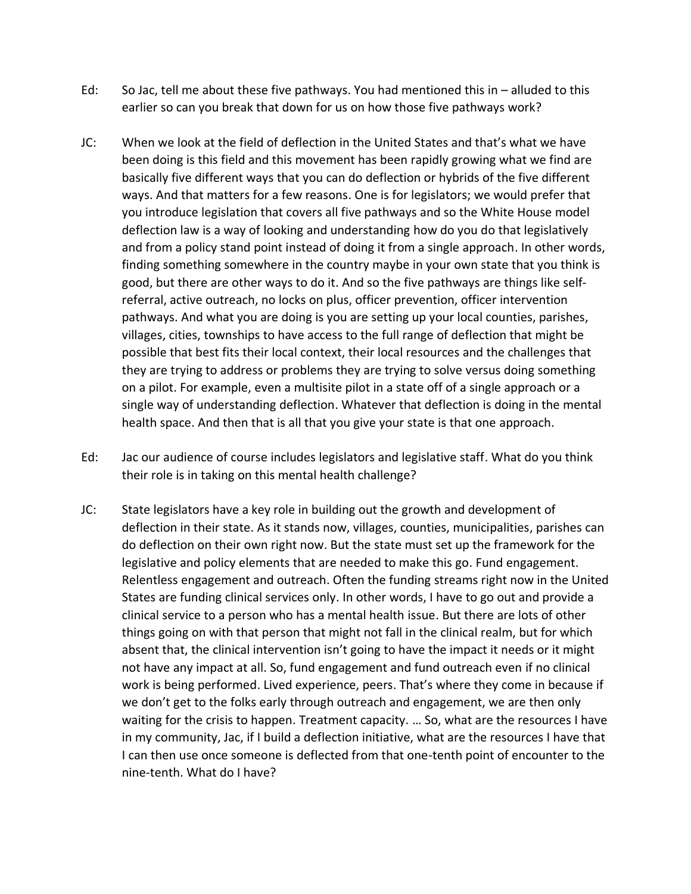Ed: So Jac, tell me about these five pathways. You had mentioned this in – alluded to this earlier so can you break that down for us on how those five pathways work?

JC: When we look at the field of deflection in the United States and that's what we have been doing is this field and this movement has been rapidly growing what we find are basically five different ways that you can do deflection or hybrids of the five different ways. And that matters for a few reasons. One is for legislators; we would prefer that you introduce legislation that covers all five pathways and so the White House model deflection law is a way of looking and understanding how do you do that legislatively and from a policy stand point instead of doing it from a single approach. In other words, finding something somewhere in the country maybe in your own state that you think is good, but there are other ways to do it. And so the five pathways are things like self-referral, active outreach, no locks on plus, officer prevention, officer intervention pathways. And what you are doing is you are setting up your local counties, parishes, villages, cities, townships to have access to the full range of deflection that might be possible that best fits their local context, their local resources and the challenges that they are trying to address or problems they are trying to solve versus doing something on a pilot. For example, even a multisite pilot in a state off of a single approach or a single way of understanding deflection. Whatever that deflection is doing in the mental health space. And then that is all that you give your state is that one approach.

Ed: Jac our audience of course includes legislators and legislative staff. What do you think their role is in taking on this mental health challenge?

JC: State legislators have a key role in building out the growth and development of deflection in their state. As it stands now, villages, counties, municipalities, parishes can do deflection on their own right now. But the state must set up the framework for the legislative and policy elements that are needed to make this go. Fund engagement. Relentless engagement and outreach. Often the funding streams right now in the United States are funding clinical services only. In other words, I have to go out and provide a clinical service to a person who has a mental health issue. But there are lots of other things going on with that person that might not fall in the clinical realm, but for which absent that, the clinical intervention isn't going to have the impact it needs or it might not have any impact at all. So, fund engagement and fund outreach even if no clinical work is being performed. Lived experience, peers. That's where they come in because if we don't get to the folks early through outreach and engagement, we are then only waiting for the crisis to happen. Treatment capacity. … So, what are the resources I have in my community, Jac, if I build a deflection initiative, what are the resources I have that I can then use once someone is deflected from that one-tenth point of encounter to the nine-tenth. What do I have?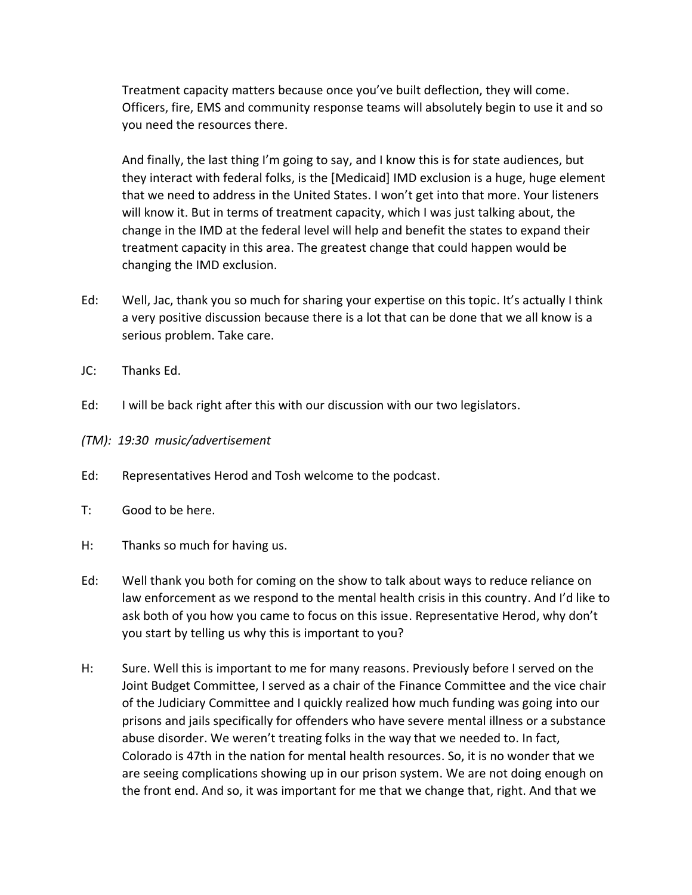Treatment capacity matters because once you've built deflection, they will come. Officers, fire, EMS and community response teams will absolutely begin to use it and so you need the resources there.

And finally, the last thing I'm going to say, and I know this is for state audiences, but they interact with federal folks, is the [Medicaid] IMD exclusion is a huge, huge element that we need to address in the United States. I won't get into that more. Your listeners will know it. But in terms of treatment capacity, which I was just talking about, the change in the IMD at the federal level will help and benefit the states to expand their treatment capacity in this area. The greatest change that could happen would be changing the IMD exclusion.

Ed: Well, Jac, thank you so much for sharing your expertise on this topic. It's actually I think a very positive discussion because there is a lot that can be done that we all know is a serious problem. Take care.

JC: Thanks Ed.

Ed: I will be back right after this with our discussion with our two legislators.

*(TM): 19:30 music/advertisement*

Ed: Representatives Herod and Tosh welcome to the podcast.

T: Good to be here.

H: Thanks so much for having us.

Ed: Well thank you both for coming on the show to talk about ways to reduce reliance on law enforcement as we respond to the mental health crisis in this country. And I'd like to ask both of you how you came to focus on this issue. Representative Herod, why don't you start by telling us why this is important to you?

H: Sure. Well this is important to me for many reasons. Previously before I served on the Joint Budget Committee, I served as a chair of the Finance Committee and the vice chair of the Judiciary Committee and I quickly realized how much funding was going into our prisons and jails specifically for offenders who have severe mental illness or a substance abuse disorder. We weren't treating folks in the way that we needed to. In fact, Colorado is 47th in the nation for mental health resources. So, it is no wonder that we are seeing complications showing up in our prison system. We are not doing enough on the front end. And so, it was important for me that we change that, right. And that we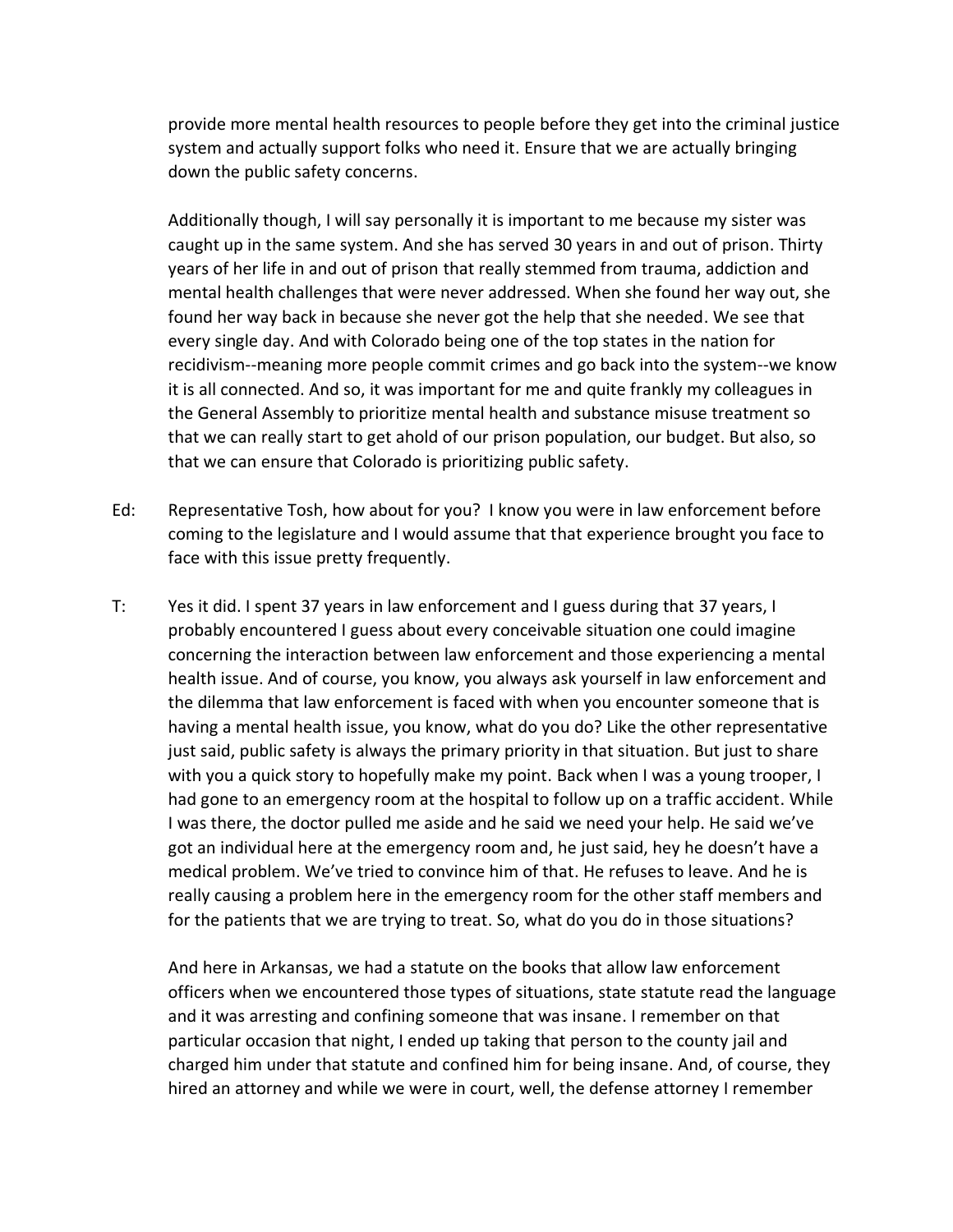provide more mental health resources to people before they get into the criminal justice system and actually support folks who need it. Ensure that we are actually bringing down the public safety concerns.

Additionally though, I will say personally it is important to me because my sister was caught up in the same system. And she has served 30 years in and out of prison. Thirty years of her life in and out of prison that really stemmed from trauma, addiction and mental health challenges that were never addressed. When she found her way out, she found her way back in because she never got the help that she needed. We see that every single day. And with Colorado being one of the top states in the nation for recidivism--meaning more people commit crimes and go back into the system--we know it is all connected. And so, it was important for me and quite frankly my colleagues in the General Assembly to prioritize mental health and substance misuse treatment so that we can really start to get ahold of our prison population, our budget. But also, so that we can ensure that Colorado is prioritizing public safety.

Ed: Representative Tosh, how about for you? I know you were in law enforcement before coming to the legislature and I would assume that that experience brought you face to face with this issue pretty frequently.

T: Yes it did. I spent 37 years in law enforcement and I guess during that 37 years, I probably encountered I guess about every conceivable situation one could imagine concerning the interaction between law enforcement and those experiencing a mental health issue. And of course, you know, you always ask yourself in law enforcement and the dilemma that law enforcement is faced with when you encounter someone that is having a mental health issue, you know, what do you do? Like the other representative just said, public safety is always the primary priority in that situation. But just to share with you a quick story to hopefully make my point. Back when I was a young trooper, I had gone to an emergency room at the hospital to follow up on a traffic accident. While I was there, the doctor pulled me aside and he said we need your help. He said we've got an individual here at the emergency room and, he just said, hey he doesn't have a medical problem. We've tried to convince him of that. He refuses to leave. And he is really causing a problem here in the emergency room for the other staff members and for the patients that we are trying to treat. So, what do you do in those situations?

And here in Arkansas, we had a statute on the books that allow law enforcement officers when we encountered those types of situations, state statute read the language and it was arresting and confining someone that was insane. I remember on that particular occasion that night, I ended up taking that person to the county jail and charged him under that statute and confined him for being insane. And, of course, they hired an attorney and while we were in court, well, the defense attorney I remember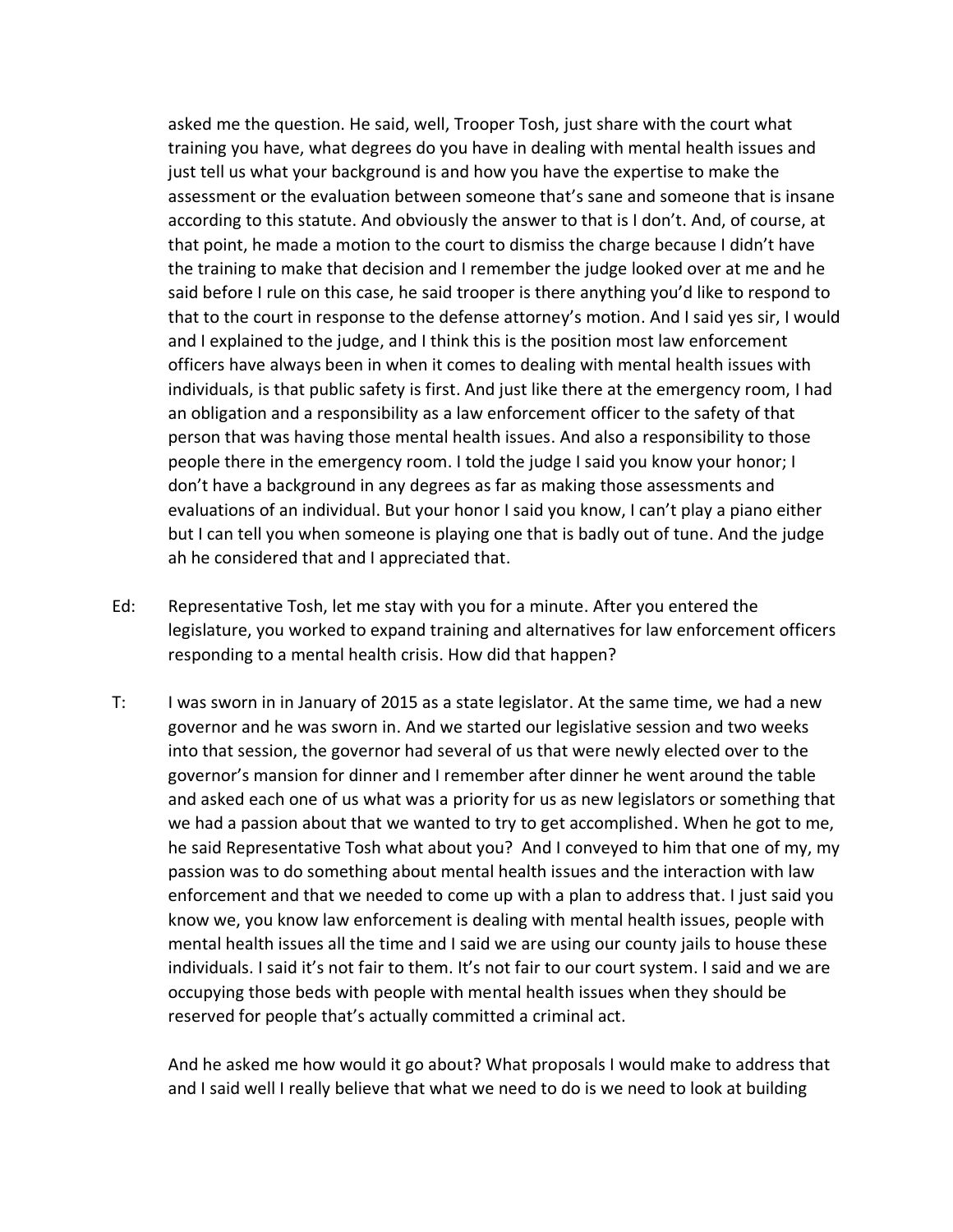asked me the question. He said, well, Trooper Tosh, just share with the court what training you have, what degrees do you have in dealing with mental health issues and just tell us what your background is and how you have the expertise to make the assessment or the evaluation between someone that's sane and someone that is insane according to this statute. And obviously the answer to that is I don't. And, of course, at that point, he made a motion to the court to dismiss the charge because I didn't have the training to make that decision and I remember the judge looked over at me and he said before I rule on this case, he said trooper is there anything you'd like to respond to that to the court in response to the defense attorney's motion. And I said yes sir, I would and I explained to the judge, and I think this is the position most law enforcement officers have always been in when it comes to dealing with mental health issues with individuals, is that public safety is first. And just like there at the emergency room, I had an obligation and a responsibility as a law enforcement officer to the safety of that person that was having those mental health issues. And also a responsibility to those people there in the emergency room. I told the judge I said you know your honor; I don't have a background in any degrees as far as making those assessments and evaluations of an individual. But your honor I said you know, I can't play a piano either but I can tell you when someone is playing one that is badly out of tune. And the judge ah he considered that and I appreciated that.

Ed: Representative Tosh, let me stay with you for a minute. After you entered the legislature, you worked to expand training and alternatives for law enforcement officers responding to a mental health crisis. How did that happen?

T: I was sworn in in January of 2015 as a state legislator. At the same time, we had a new governor and he was sworn in. And we started our legislative session and two weeks into that session, the governor had several of us that were newly elected over to the governor's mansion for dinner and I remember after dinner he went around the table and asked each one of us what was a priority for us as new legislators or something that we had a passion about that we wanted to try to get accomplished. When he got to me, he said Representative Tosh what about you? And I conveyed to him that one of my, my passion was to do something about mental health issues and the interaction with law enforcement and that we needed to come up with a plan to address that. I just said you know we, you know law enforcement is dealing with mental health issues, people with mental health issues all the time and I said we are using our county jails to house these individuals. I said it's not fair to them. It's not fair to our court system. I said and we are occupying those beds with people with mental health issues when they should be reserved for people that's actually committed a criminal act.

And he asked me how would it go about? What proposals I would make to address that and I said well I really believe that what we need to do is we need to look at building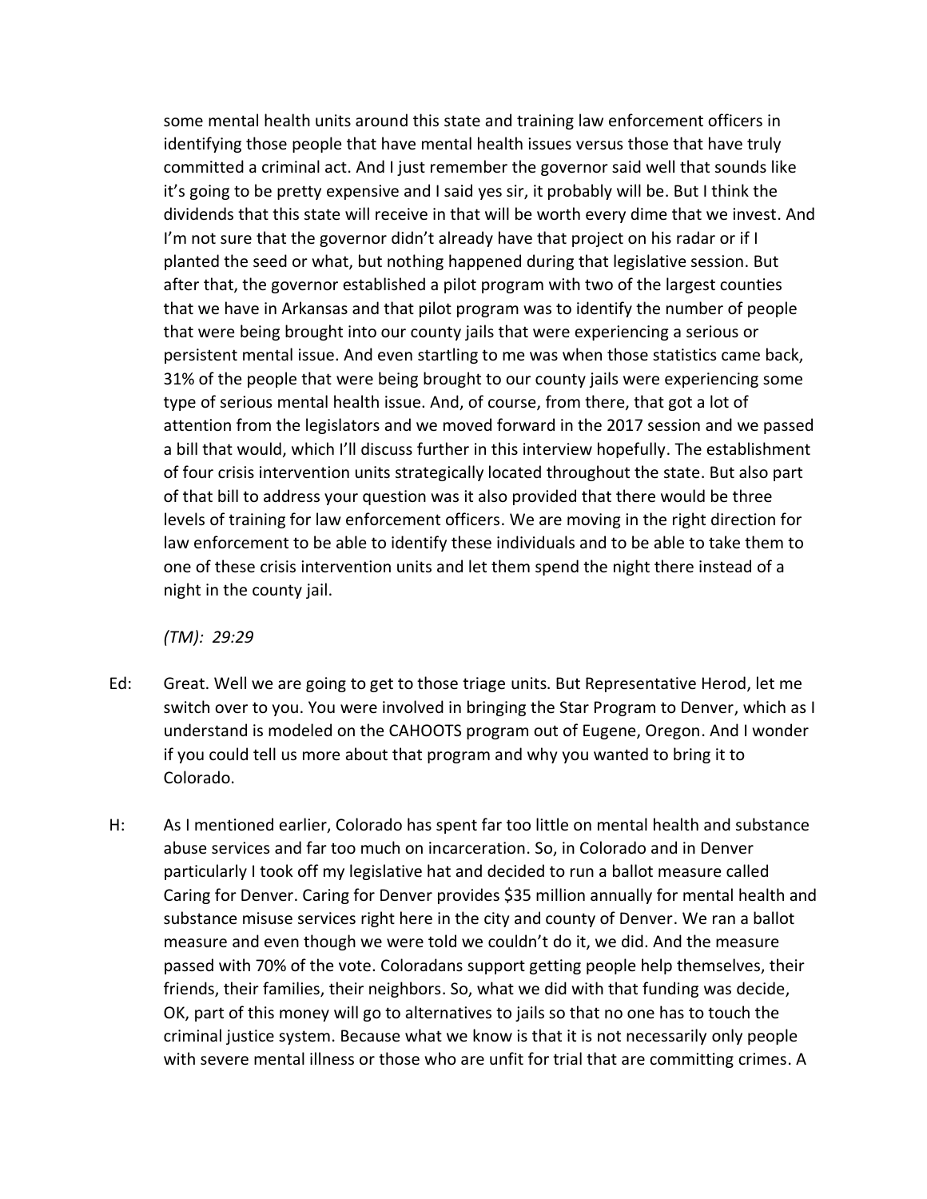some mental health units around this state and training law enforcement officers in identifying those people that have mental health issues versus those that have truly committed a criminal act. And I just remember the governor said well that sounds like it's going to be pretty expensive and I said yes sir, it probably will be. But I think the dividends that this state will receive in that will be worth every dime that we invest. And I'm not sure that the governor didn't already have that project on his radar or if I planted the seed or what, but nothing happened during that legislative session. But after that, the governor established a pilot program with two of the largest counties that we have in Arkansas and that pilot program was to identify the number of people that were being brought into our county jails that were experiencing a serious or persistent mental issue. And even startling to me was when those statistics came back, 31% of the people that were being brought to our county jails were experiencing some type of serious mental health issue. And, of course, from there, that got a lot of attention from the legislators and we moved forward in the 2017 session and we passed a bill that would, which I'll discuss further in this interview hopefully. The establishment of four crisis intervention units strategically located throughout the state. But also part of that bill to address your question was it also provided that there would be three levels of training for law enforcement officers. We are moving in the right direction for law enforcement to be able to identify these individuals and to be able to take them to one of these crisis intervention units and let them spend the night there instead of a night in the county jail.

*(TM): 29:29*

Ed: Great. Well we are going to get to those triage units. But Representative Herod, let me switch over to you. You were involved in bringing the Star Program to Denver, which as I understand is modeled on the CAHOOTS program out of Eugene, Oregon. And I wonder if you could tell us more about that program and why you wanted to bring it to Colorado.

H: As I mentioned earlier, Colorado has spent far too little on mental health and substance abuse services and far too much on incarceration. So, in Colorado and in Denver particularly I took off my legislative hat and decided to run a ballot measure called Caring for Denver. Caring for Denver provides $35 million annually for mental health and substance misuse services right here in the city and county of Denver. We ran a ballot measure and even though we were told we couldn't do it, we did. And the measure passed with 70% of the vote. Coloradans support getting people help themselves, their friends, their families, their neighbors. So, what we did with that funding was decide, OK, part of this money will go to alternatives to jails so that no one has to touch the criminal justice system. Because what we know is that it is not necessarily only people with severe mental illness or those who are unfit for trial that are committing crimes. A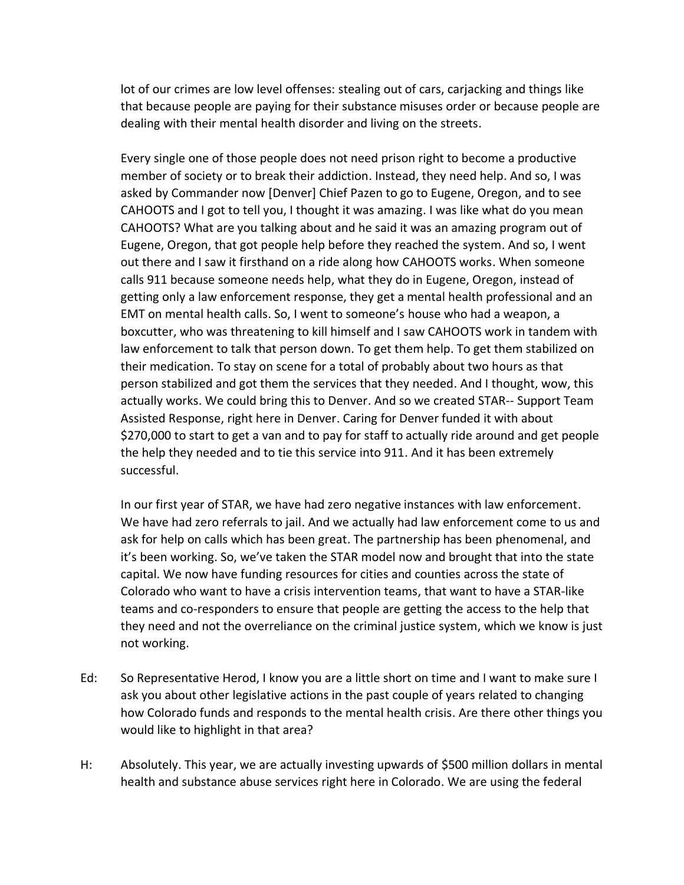lot of our crimes are low level offenses: stealing out of cars, carjacking and things like that because people are paying for their substance misuses order or because people are dealing with their mental health disorder and living on the streets.

Every single one of those people does not need prison right to become a productive member of society or to break their addiction. Instead, they need help. And so, I was asked by Commander now [Denver] Chief Pazen to go to Eugene, Oregon, and to see CAHOOTS and I got to tell you, I thought it was amazing. I was like what do you mean CAHOOTS? What are you talking about and he said it was an amazing program out of Eugene, Oregon, that got people help before they reached the system. And so, I went out there and I saw it firsthand on a ride along how CAHOOTS works. When someone calls 911 because someone needs help, what they do in Eugene, Oregon, instead of getting only a law enforcement response, they get a mental health professional and an EMT on mental health calls. So, I went to someone's house who had a weapon, a boxcutter, who was threatening to kill himself and I saw CAHOOTS work in tandem with law enforcement to talk that person down. To get them help. To get them stabilized on their medication. To stay on scene for a total of probably about two hours as that person stabilized and got them the services that they needed. And I thought, wow, this actually works. We could bring this to Denver. And so we created STAR-- Support Team Assisted Response, right here in Denver. Caring for Denver funded it with about $270,000 to start to get a van and to pay for staff to actually ride around and get people the help they needed and to tie this service into 911. And it has been extremely successful.

In our first year of STAR, we have had zero negative instances with law enforcement. We have had zero referrals to jail. And we actually had law enforcement come to us and ask for help on calls which has been great. The partnership has been phenomenal, and it's been working. So, we've taken the STAR model now and brought that into the state capital. We now have funding resources for cities and counties across the state of Colorado who want to have a crisis intervention teams, that want to have a STAR-like teams and co-responders to ensure that people are getting the access to the help that they need and not the overreliance on the criminal justice system, which we know is just not working.

Ed: So Representative Herod, I know you are a little short on time and I want to make sure I ask you about other legislative actions in the past couple of years related to changing how Colorado funds and responds to the mental health crisis. Are there other things you would like to highlight in that area?

H: Absolutely. This year, we are actually investing upwards of $500 million dollars in mental health and substance abuse services right here in Colorado. We are using the federal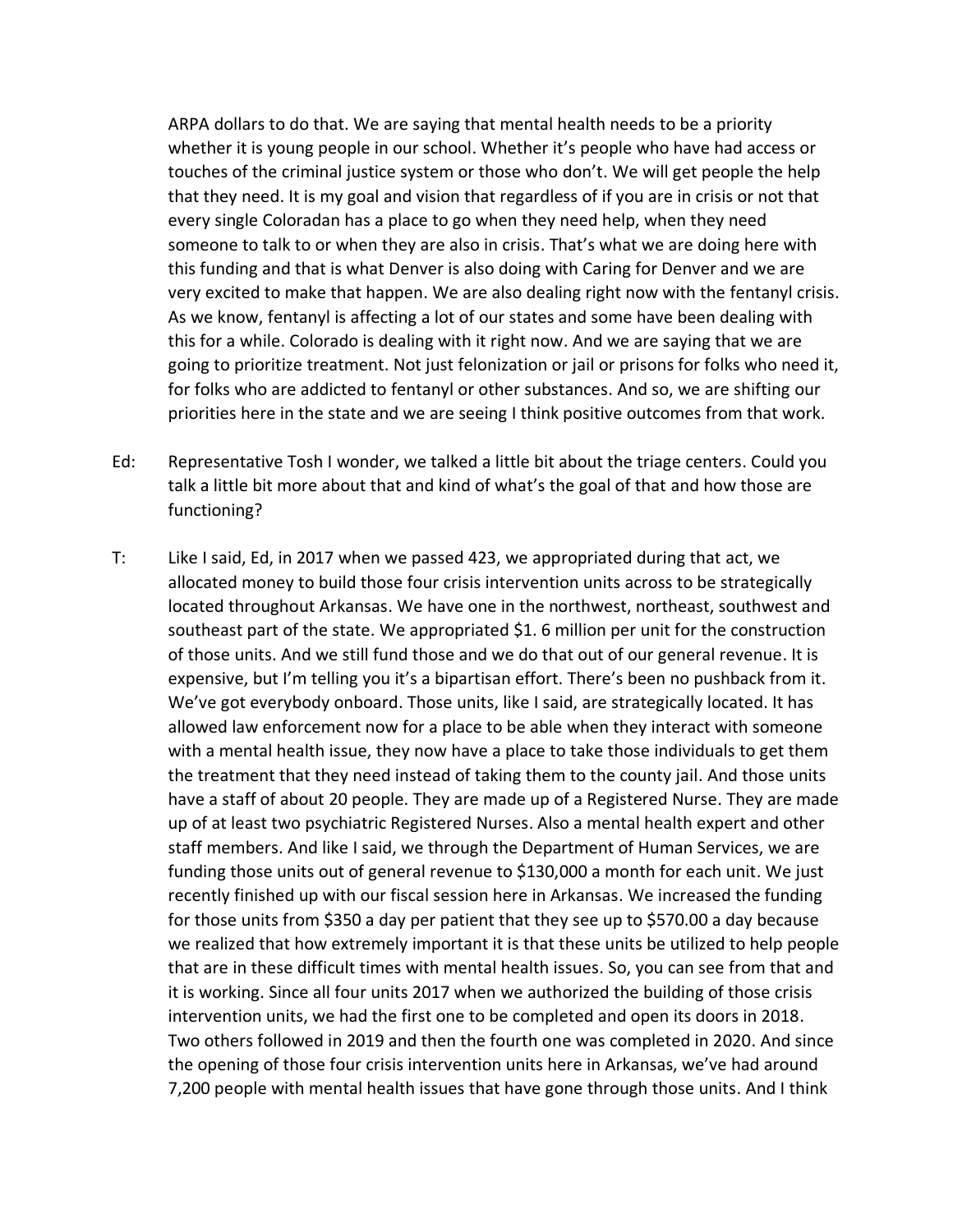ARPA dollars to do that. We are saying that mental health needs to be a priority whether it is young people in our school. Whether it's people who have had access or touches of the criminal justice system or those who don't. We will get people the help that they need. It is my goal and vision that regardless of if you are in crisis or not that every single Coloradan has a place to go when they need help, when they need someone to talk to or when they are also in crisis. That's what we are doing here with this funding and that is what Denver is also doing with Caring for Denver and we are very excited to make that happen. We are also dealing right now with the fentanyl crisis. As we know, fentanyl is affecting a lot of our states and some have been dealing with this for a while. Colorado is dealing with it right now. And we are saying that we are going to prioritize treatment. Not just felonization or jail or prisons for folks who need it, for folks who are addicted to fentanyl or other substances. And so, we are shifting our priorities here in the state and we are seeing I think positive outcomes from that work.

Ed: Representative Tosh I wonder, we talked a little bit about the triage centers. Could you talk a little bit more about that and kind of what's the goal of that and how those are functioning?

T: Like I said, Ed, in 2017 when we passed 423, we appropriated during that act, we allocated money to build those four crisis intervention units across to be strategically located throughout Arkansas. We have one in the northwest, northeast, southwest and southeast part of the state. We appropriated $1. 6 million per unit for the construction of those units. And we still fund those and we do that out of our general revenue. It is expensive, but I'm telling you it's a bipartisan effort. There's been no pushback from it. We've got everybody onboard. Those units, like I said, are strategically located. It has allowed law enforcement now for a place to be able when they interact with someone with a mental health issue, they now have a place to take those individuals to get them the treatment that they need instead of taking them to the county jail. And those units have a staff of about 20 people. They are made up of a Registered Nurse. They are made up of at least two psychiatric Registered Nurses. Also a mental health expert and other staff members. And like I said, we through the Department of Human Services, we are funding those units out of general revenue to $130,000 a month for each unit. We just recently finished up with our fiscal session here in Arkansas. We increased the funding for those units from $350 a day per patient that they see up to $570.00 a day because we realized that how extremely important it is that these units be utilized to help people that are in these difficult times with mental health issues. So, you can see from that and it is working. Since all four units 2017 when we authorized the building of those crisis intervention units, we had the first one to be completed and open its doors in 2018. Two others followed in 2019 and then the fourth one was completed in 2020. And since the opening of those four crisis intervention units here in Arkansas, we've had around 7,200 people with mental health issues that have gone through those units. And I think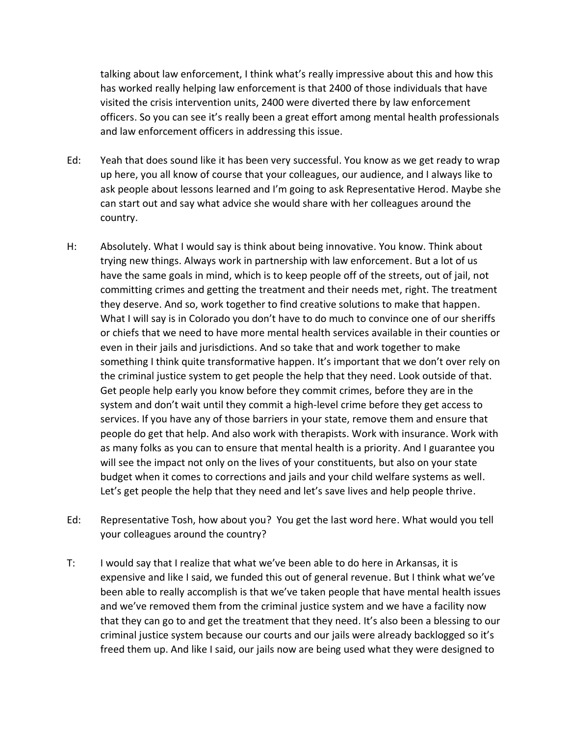talking about law enforcement, I think what's really impressive about this and how this has worked really helping law enforcement is that 2400 of those individuals that have visited the crisis intervention units, 2400 were diverted there by law enforcement officers. So you can see it's really been a great effort among mental health professionals and law enforcement officers in addressing this issue.

Ed: Yeah that does sound like it has been very successful. You know as we get ready to wrap up here, you all know of course that your colleagues, our audience, and I always like to ask people about lessons learned and I'm going to ask Representative Herod. Maybe she can start out and say what advice she would share with her colleagues around the country.

H: Absolutely. What I would say is think about being innovative. You know. Think about trying new things. Always work in partnership with law enforcement. But a lot of us have the same goals in mind, which is to keep people off of the streets, out of jail, not committing crimes and getting the treatment and their needs met, right. The treatment they deserve. And so, work together to find creative solutions to make that happen. What I will say is in Colorado you don't have to do much to convince one of our sheriffs or chiefs that we need to have more mental health services available in their counties or even in their jails and jurisdictions. And so take that and work together to make something I think quite transformative happen. It's important that we don't over rely on the criminal justice system to get people the help that they need. Look outside of that. Get people help early you know before they commit crimes, before they are in the system and don't wait until they commit a high-level crime before they get access to services. If you have any of those barriers in your state, remove them and ensure that people do get that help. And also work with therapists. Work with insurance. Work with as many folks as you can to ensure that mental health is a priority. And I guarantee you will see the impact not only on the lives of your constituents, but also on your state budget when it comes to corrections and jails and your child welfare systems as well. Let's get people the help that they need and let's save lives and help people thrive.

Ed: Representative Tosh, how about you? You get the last word here. What would you tell your colleagues around the country?

T: I would say that I realize that what we've been able to do here in Arkansas, it is expensive and like I said, we funded this out of general revenue. But I think what we've been able to really accomplish is that we've taken people that have mental health issues and we've removed them from the criminal justice system and we have a facility now that they can go to and get the treatment that they need. It's also been a blessing to our criminal justice system because our courts and our jails were already backlogged so it's freed them up. And like I said, our jails now are being used what they were designed to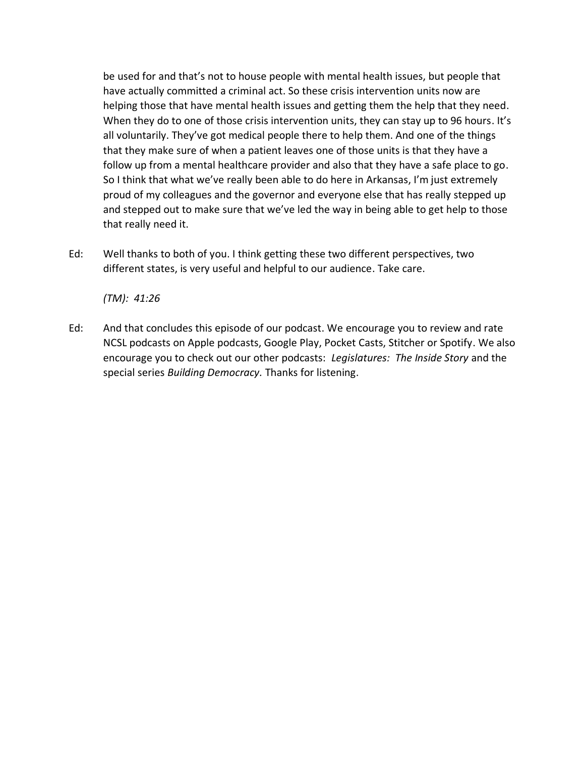be used for and that's not to house people with mental health issues, but people that have actually committed a criminal act. So these crisis intervention units now are helping those that have mental health issues and getting them the help that they need. When they do to one of those crisis intervention units, they can stay up to 96 hours. It's all voluntarily. They've got medical people there to help them. And one of the things that they make sure of when a patient leaves one of those units is that they have a follow up from a mental healthcare provider and also that they have a safe place to go. So I think that what we've really been able to do here in Arkansas, I'm just extremely proud of my colleagues and the governor and everyone else that has really stepped up and stepped out to make sure that we've led the way in being able to get help to those that really need it.

Ed: Well thanks to both of you. I think getting these two different perspectives, two different states, is very useful and helpful to our audience. Take care.

*(TM): 41:26*

Ed: And that concludes this episode of our podcast. We encourage you to review and rate NCSL podcasts on Apple podcasts, Google Play, Pocket Casts, Stitcher or Spotify. We also encourage you to check out our other podcasts: *Legislatures: The Inside Story* and the special series *Building Democracy*. Thanks for listening.